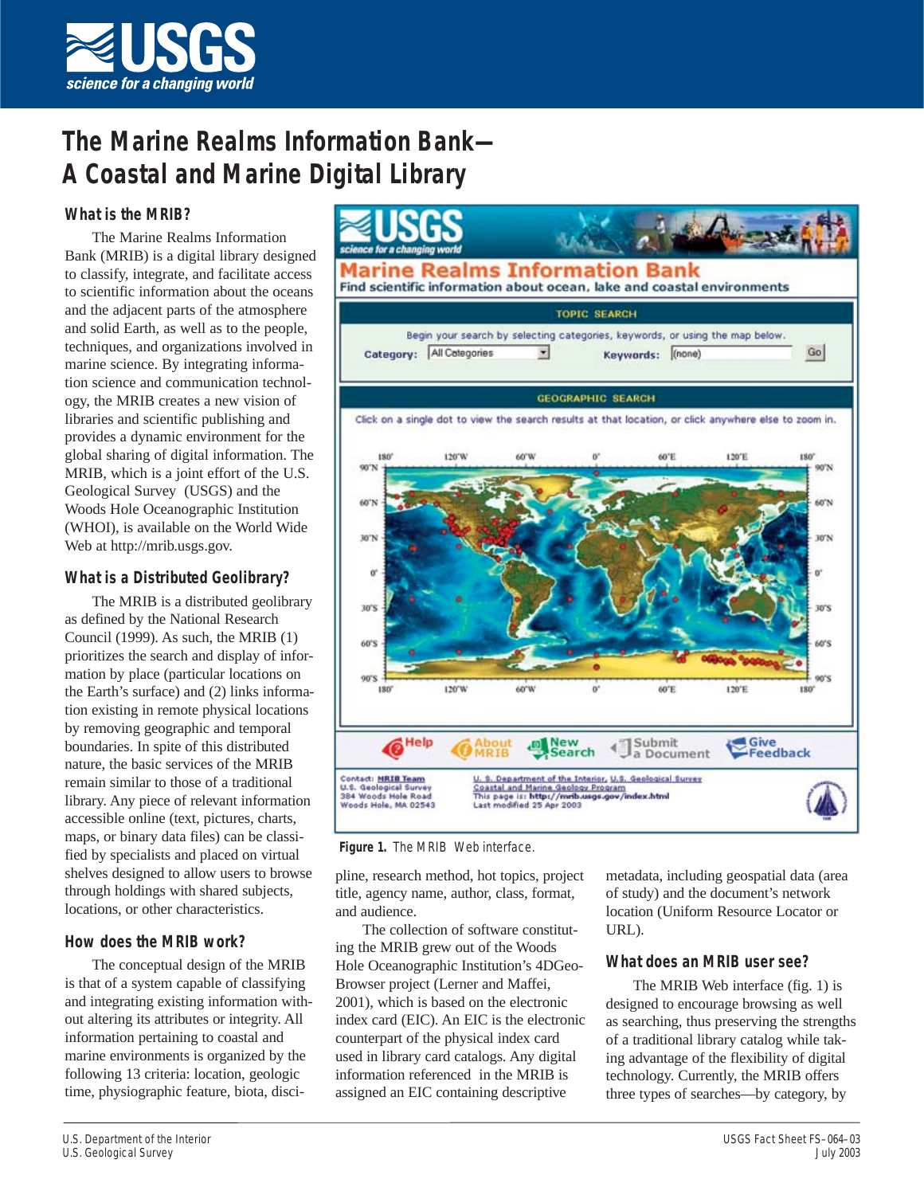# The Marine Realms Information Bank—A Coastal and Marine Digital Library

## What is the MRIB?

The Marine Realms Information Bank (MRIB) is a digital library designed to classify, integrate, and facilitate access to scientific information about the oceans and the adjacent parts of the atmosphere and solid Earth, as well as to the people, techniques, and organizations involved in marine science. By integrating information science and communication technology, the MRIB creates a new vision of libraries and scientific publishing and provides a dynamic environment for the global sharing of digital information. The MRIB, which is a joint effort of the U.S. Geological Survey (USGS) and the Woods Hole Oceanographic Institution (WHOI), is available on the World Wide Web at http://mrib.usgs.gov.

## What is a Distributed Geolibrary?

The MRIB is a distributed geolibrary as defined by the National Research Council (1999). As such, the MRIB (1) prioritizes the search and display of information by place (particular locations on the Earth's surface) and (2) links information existing in remote physical locations by removing geographic and temporal boundaries. In spite of this distributed nature, the basic services of the MRIB remain similar to those of a traditional library. Any piece of relevant information accessible online (text, pictures, charts, maps, or binary data files) can be classified by specialists and placed on virtual shelves designed to allow users to browse through holdings with shared subjects, locations, or other characteristics.

## How does the MRIB work?

The conceptual design of the MRIB is that of a system capable of classifying and integrating existing information without altering its attributes or integrity. All information pertaining to coastal and marine environments is organized by the following 13 criteria: location, geologic time, physiographic feature, biota, discipline, research method, hot topics, project title, agency name, author, class, format, and audience.

The collection of software constituting the MRIB grew out of the Woods Hole Oceanographic Institution's 4DGeoBrowser project (Lerner and Maffei, 2001), which is based on the electronic index card (EIC). An EIC is the electronic counterpart of the physical index card used in library card catalogs. Any digital information referenced in the MRIB is assigned an EIC containing descriptive metadata, including geospatial data (area of study) and the document's network location (Uniform Resource Locator or URL).

**Figure 1.** The MRIB Web interface.

## What does an MRIB user see?

The MRIB Web interface (fig. 1) is designed to encourage browsing as well as searching, thus preserving the strengths of a traditional library catalog while taking advantage of the flexibility of digital technology. Currently, the MRIB offers three types of searches—by category, by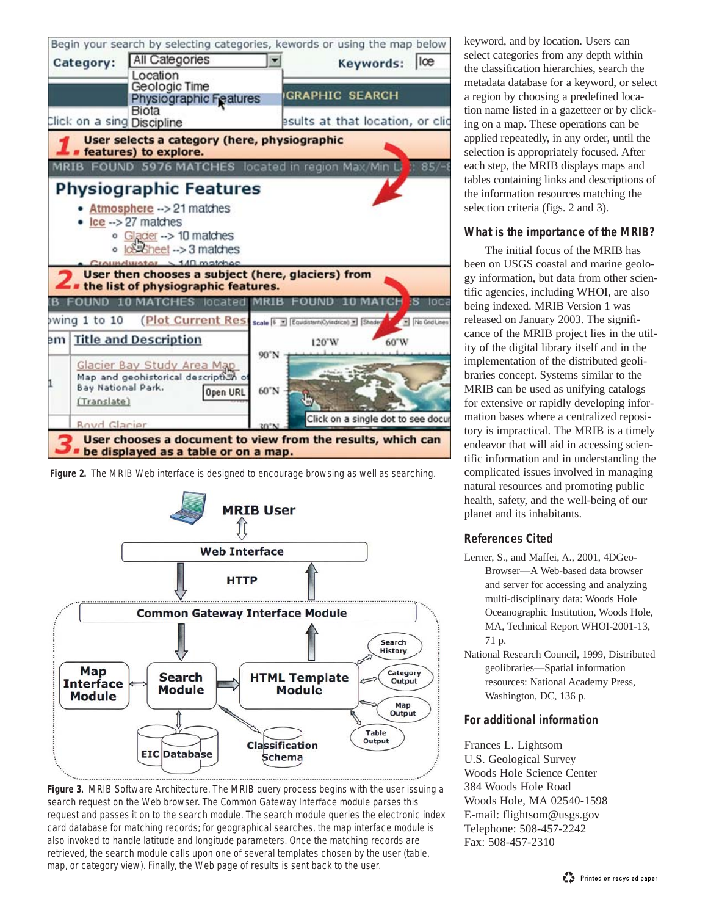keyword, and by location. Users can select categories from any depth within the classification hierarchies, search the metadata database for a keyword, or select a region by choosing a predefined location name listed in a gazetteer or by clicking on a map. These operations can be applied repeatedly, in any order, until the selection is appropriately focused. After each step, the MRIB displays maps and tables containing links and descriptions of the information resources matching the selection criteria (figs. 2 and 3).

Figure 2. The MRIB Web interface is designed to encourage browsing as well as searching.

Figure 3. MRIB Software Architecture. The MRIB query process begins with the user issuing a search request on the Web browser. The Common Gateway Interface module parses this request and passes it on to the search module. The search module queries the electronic index card database for matching records; for geographical searches, the map interface module is also invoked to handle latitude and longitude parameters. Once the matching records are retrieved, the search module calls upon one of several templates chosen by the user (table, map, or category view). Finally, the Web page of results is sent back to the user.

## What is the importance of the MRIB?

The initial focus of the MRIB has been on USGS coastal and marine geology information, but data from other scientific agencies, including WHOI, are also being indexed. MRIB Version 1 was released on January 2003. The significance of the MRIB project lies in the utility of the digital library itself and in the implementation of the distributed geolibraries concept. Systems similar to the MRIB can be used as unifying catalogs for extensive or rapidly developing information bases where a centralized repository is impractical. The MRIB is a timely endeavor that will aid in accessing scientific information and in understanding the complicated issues involved in managing natural resources and promoting public health, safety, and the well-being of our planet and its inhabitants.

## References Cited

Lerner, S., and Maffei, A., 2001, 4DGeo-Browser—A Web-based data browser and server for accessing and analyzing multi-disciplinary data: Woods Hole Oceanographic Institution, Woods Hole, MA, Technical Report WHOI-2001-13, 71 p.

National Research Council, 1999, Distributed geolibraries—Spatial information resources: National Academy Press, Washington, DC, 136 p.

## For additional information

Frances L. Lightsom
U.S. Geological Survey
Woods Hole Science Center
384 Woods Hole Road
Woods Hole, MA 02540-1598
E-mail: flightsom@usgs.gov
Telephone: 508-457-2242
Fax: 508-457-2310

Printed on recycled paper